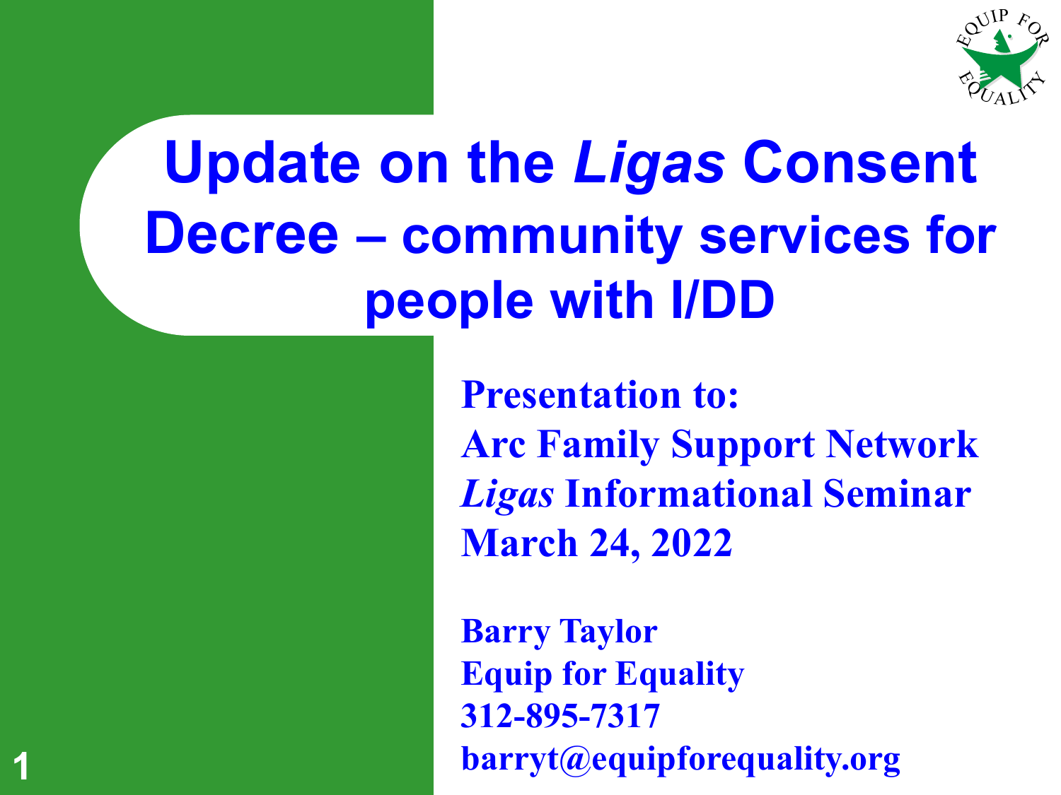# Update on the *Ligas* Consent Decree – community services for people with I/DD

**Presentation to:**
**Arc Family Support Network**
***Ligas* Informational Seminar**
**March 24, 2022**

**Barry Taylor**
**Equip for Equality**
**312-895-7317**
**barryt@equipforequality.org**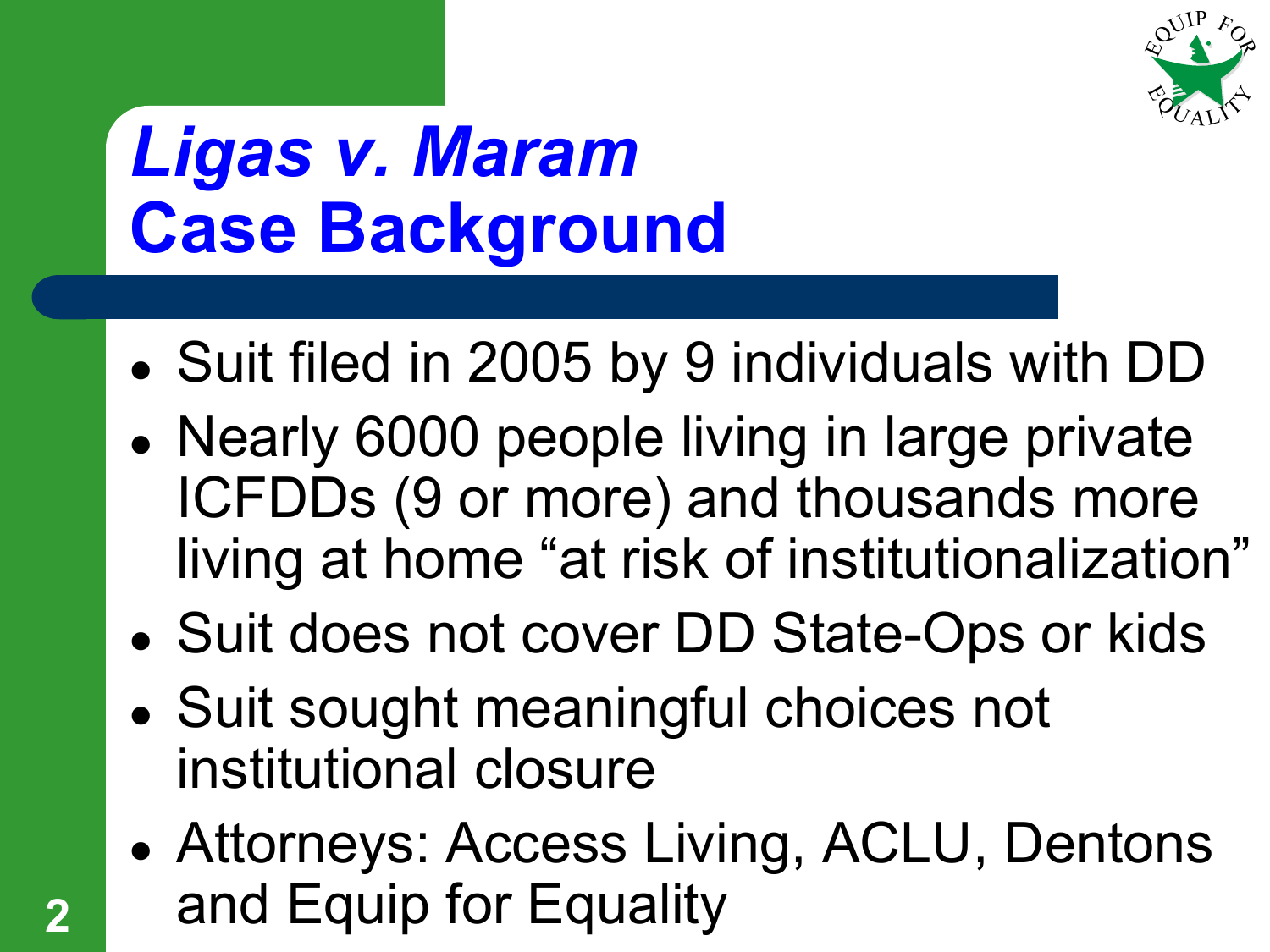# *Ligas v. Maram* Case Background

- Suit filed in 2005 by 9 individuals with DD
- Nearly 6000 people living in large private ICFDDs (9 or more) and thousands more living at home "at risk of institutionalization"
- Suit does not cover DD State-Ops or kids
- Suit sought meaningful choices not institutional closure
- Attorneys: Access Living, ACLU, Dentons and Equip for Equality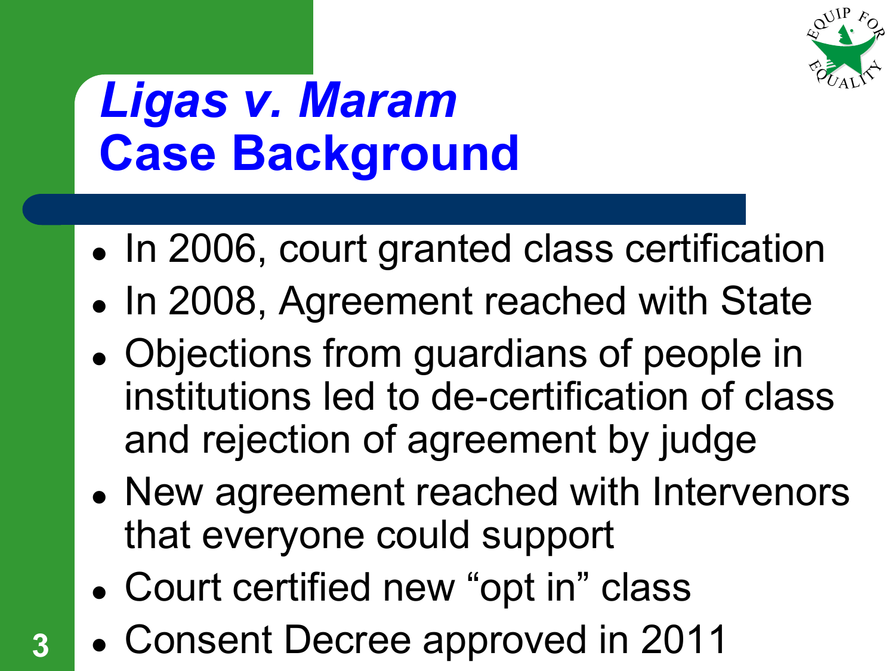# *Ligas v. Maram*
# Case Background

- In 2006, court granted class certification
- In 2008, Agreement reached with State
- Objections from guardians of people in institutions led to de-certification of class and rejection of agreement by judge
- New agreement reached with Intervenors that everyone could support
- Court certified new "opt in" class
- Consent Decree approved in 2011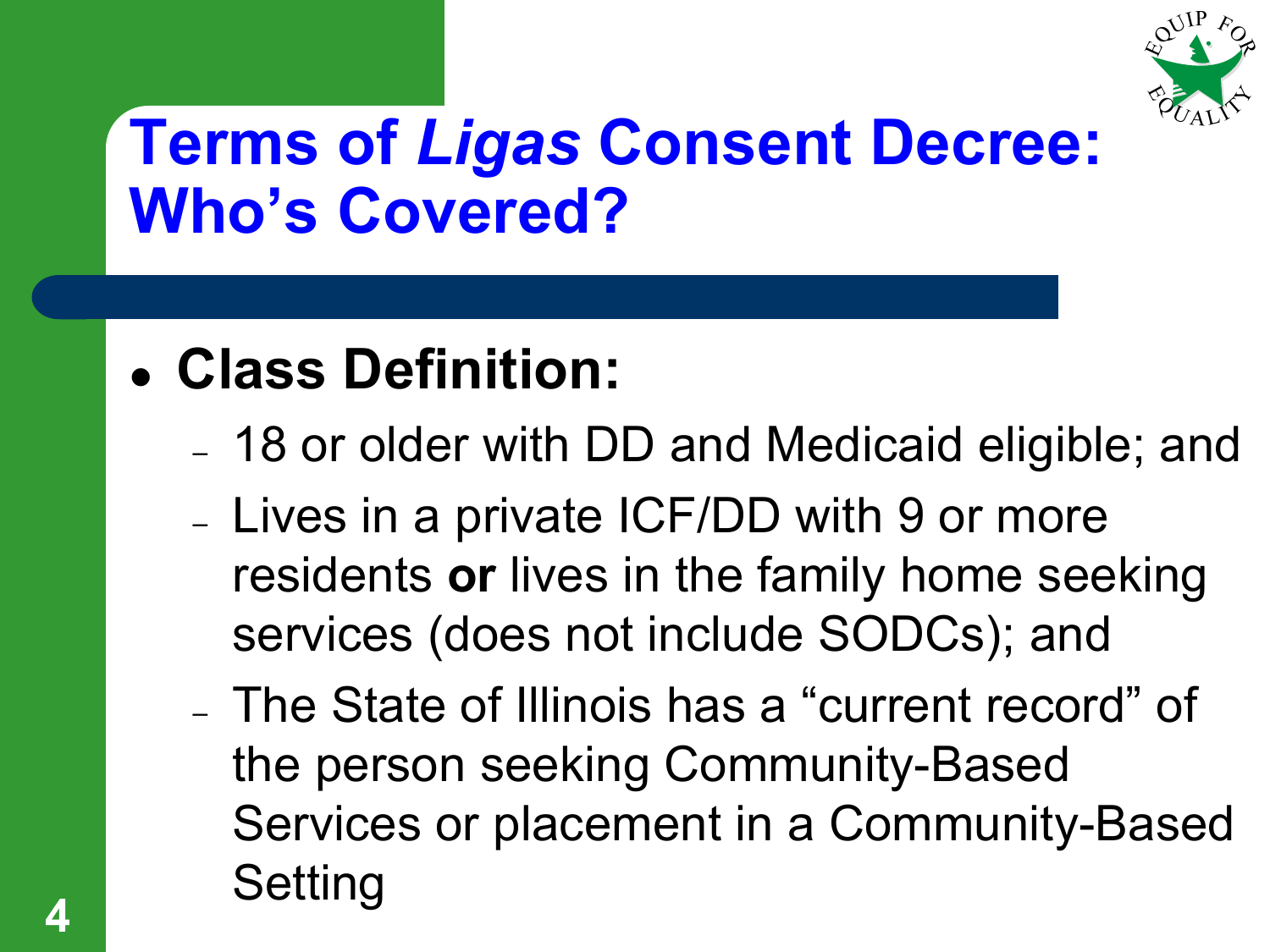# Terms of *Ligas* Consent Decree: Who's Covered?

- **Class Definition:**
  - 18 or older with DD and Medicaid eligible; and
  - Lives in a private ICF/DD with 9 or more residents **or** lives in the family home seeking services (does not include SODCs); and
  - The State of Illinois has a "current record" of the person seeking Community-Based Services or placement in a Community-Based Setting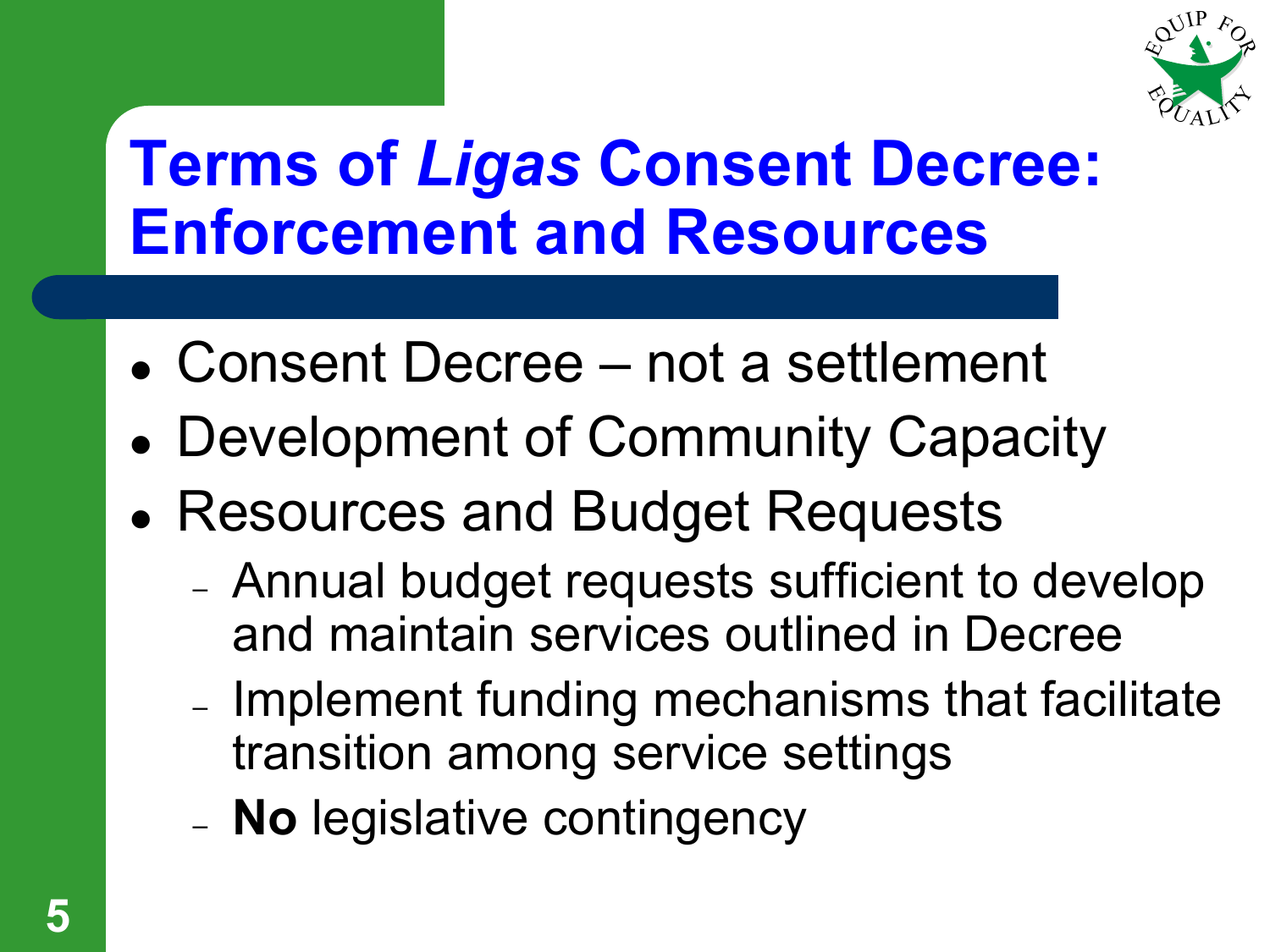# Terms of *Ligas* Consent Decree: Enforcement and Resources

- Consent Decree – not a settlement
- Development of Community Capacity
- Resources and Budget Requests
  - Annual budget requests sufficient to develop and maintain services outlined in Decree
  - Implement funding mechanisms that facilitate transition among service settings
  - **No** legislative contingency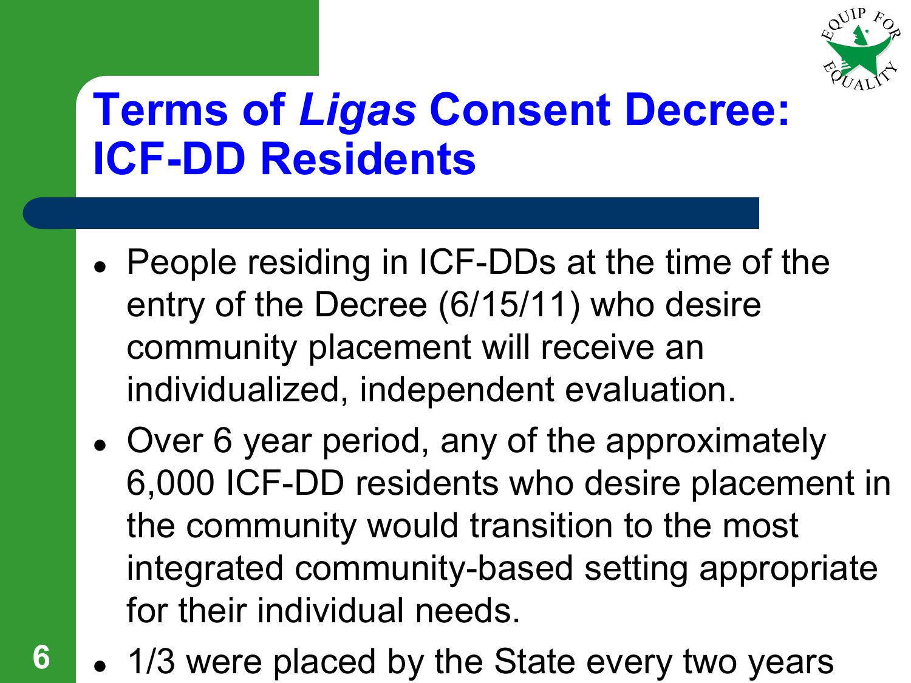# Terms of *Ligas* Consent Decree: ICF-DD Residents

- People residing in ICF-DDs at the time of the entry of the Decree (6/15/11) who desire community placement will receive an individualized, independent evaluation.
- Over 6 year period, any of the approximately 6,000 ICF-DD residents who desire placement in the community would transition to the most integrated community-based setting appropriate for their individual needs.
- 1/3 were placed by the State every two years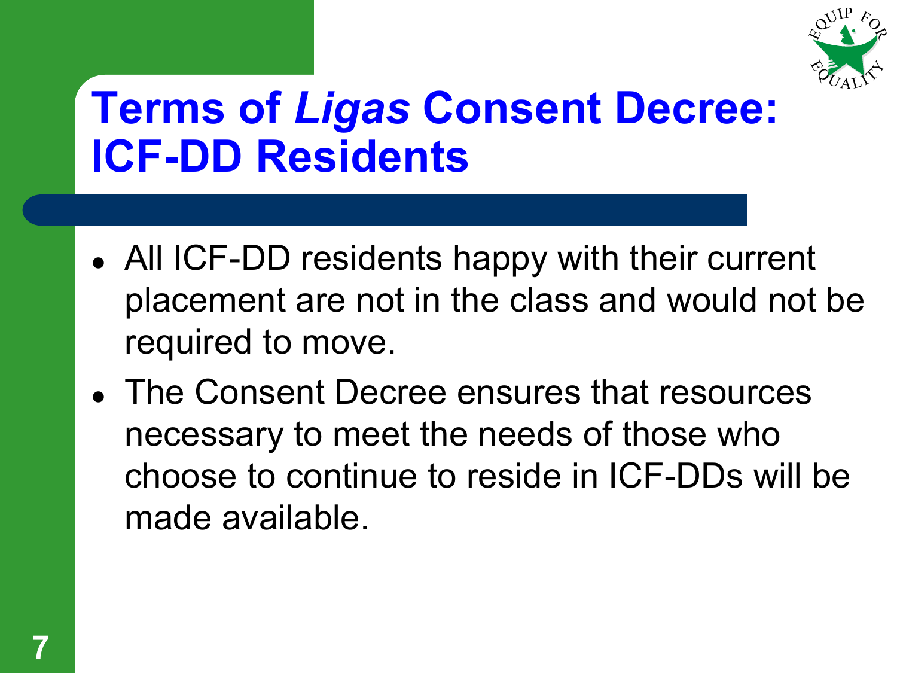# Terms of *Ligas* Consent Decree: ICF-DD Residents

- All ICF-DD residents happy with their current placement are not in the class and would not be required to move.
- The Consent Decree ensures that resources necessary to meet the needs of those who choose to continue to reside in ICF-DDs will be made available.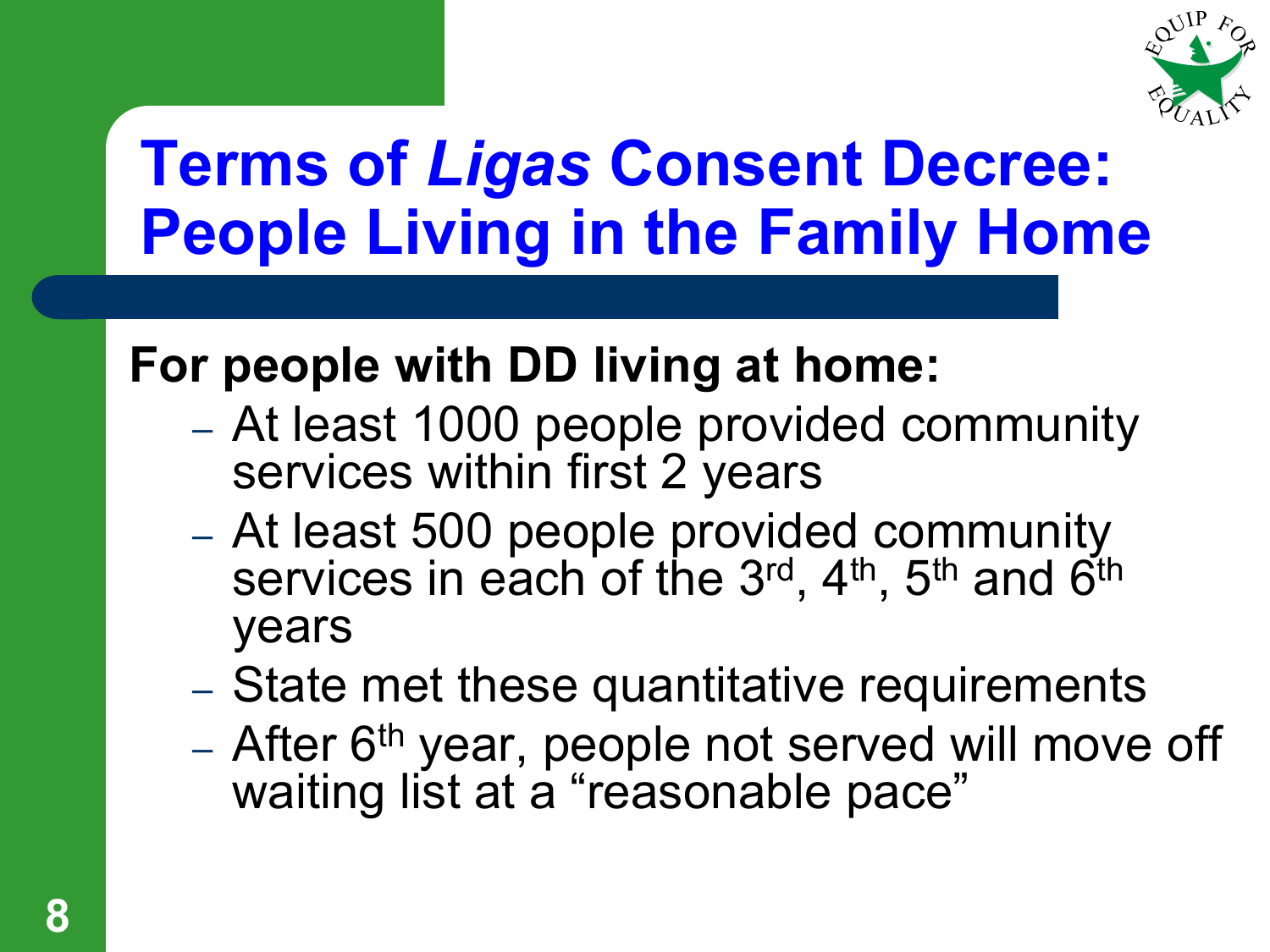# Terms of *Ligas* Consent Decree: People Living in the Family Home

**For people with DD living at home:**

- At least 1000 people provided community services within first 2 years
- At least 500 people provided community services in each of the 3rd, 4th, 5th and 6th years
- State met these quantitative requirements
- After 6th year, people not served will move off waiting list at a "reasonable pace"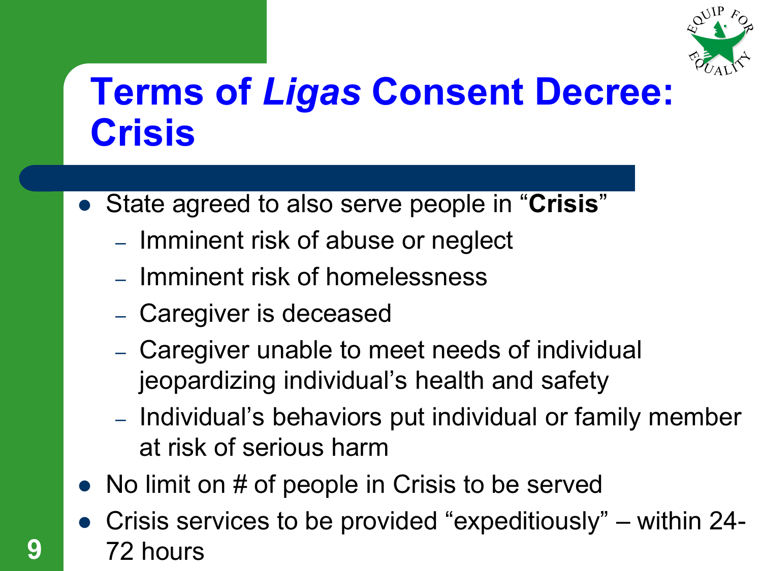# Terms of *Ligas* Consent Decree: Crisis

- State agreed to also serve people in "**Crisis**"
  - Imminent risk of abuse or neglect
  - Imminent risk of homelessness
  - Caregiver is deceased
  - Caregiver unable to meet needs of individual jeopardizing individual's health and safety
  - Individual's behaviors put individual or family member at risk of serious harm
- No limit on # of people in Crisis to be served
- Crisis services to be provided "expeditiously" – within 24-72 hours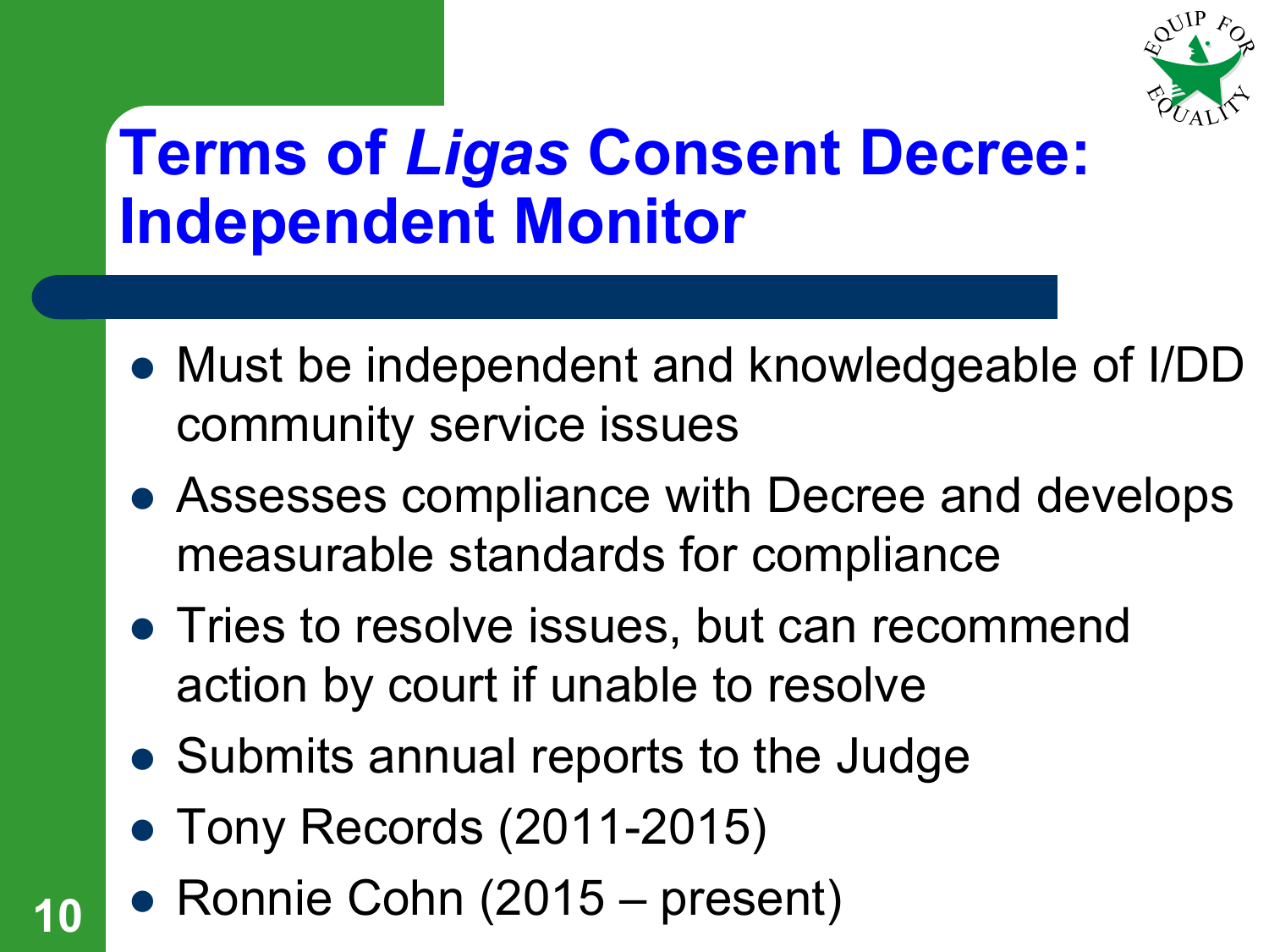# Terms of *Ligas* Consent Decree: Independent Monitor

- Must be independent and knowledgeable of I/DD community service issues
- Assesses compliance with Decree and develops measurable standards for compliance
- Tries to resolve issues, but can recommend action by court if unable to resolve
- Submits annual reports to the Judge
- Tony Records (2011-2015)
- Ronnie Cohn (2015 – present)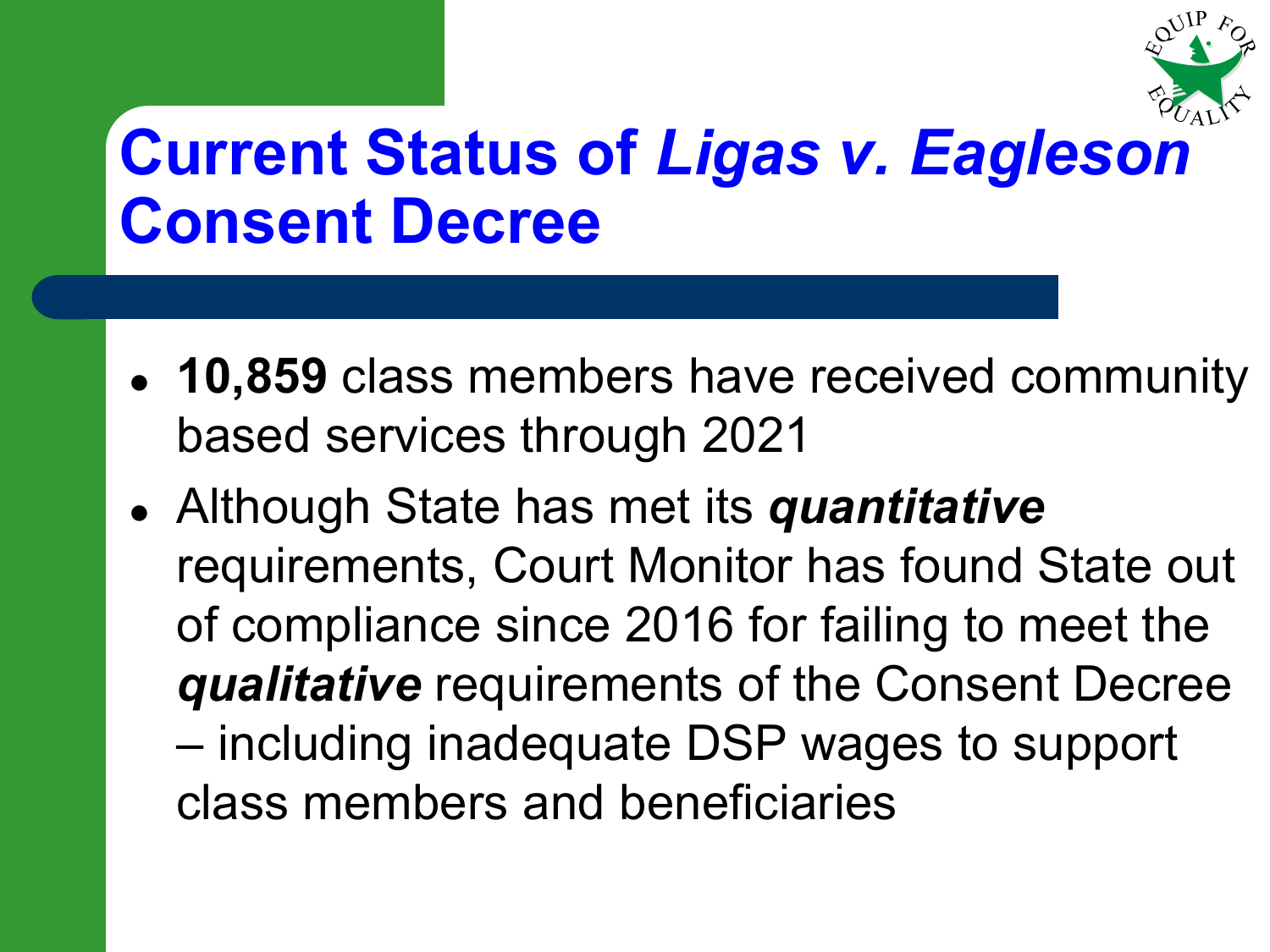# Current Status of *Ligas v. Eagleson* Consent Decree

- **10,859** class members have received community based services through 2021
- Although State has met its ***quantitative*** requirements, Court Monitor has found State out of compliance since 2016 for failing to meet the ***qualitative*** requirements of the Consent Decree – including inadequate DSP wages to support class members and beneficiaries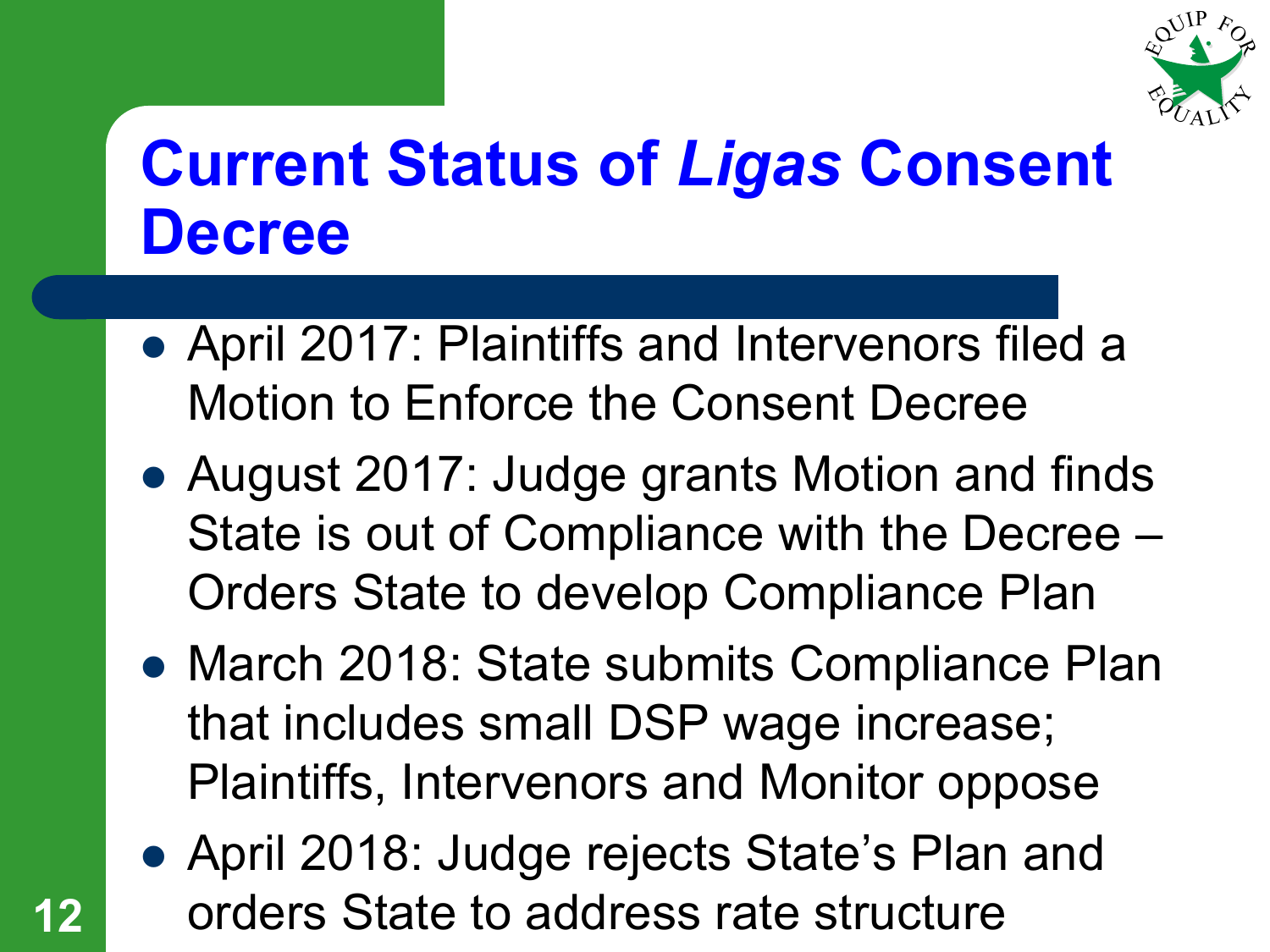# Current Status of *Ligas* Consent Decree

- April 2017: Plaintiffs and Intervenors filed a Motion to Enforce the Consent Decree
- August 2017: Judge grants Motion and finds State is out of Compliance with the Decree – Orders State to develop Compliance Plan
- March 2018: State submits Compliance Plan that includes small DSP wage increase; Plaintiffs, Intervenors and Monitor oppose
- April 2018: Judge rejects State's Plan and orders State to address rate structure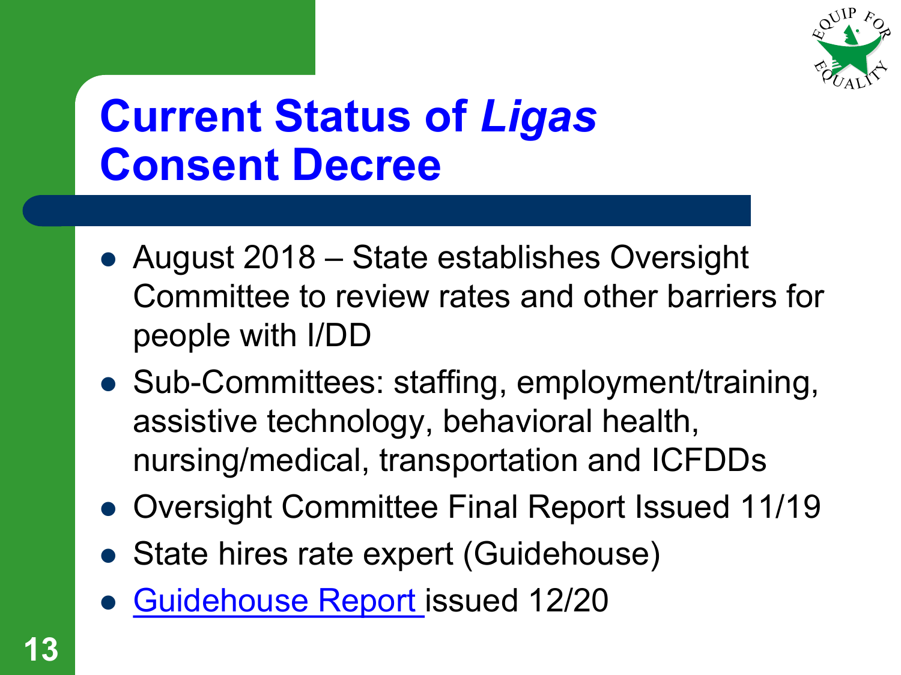# Current Status of *Ligas* Consent Decree

- August 2018 – State establishes Oversight Committee to review rates and other barriers for people with I/DD
- Sub-Committees: staffing, employment/training, assistive technology, behavioral health, nursing/medical, transportation and ICFDDs
- Oversight Committee Final Report Issued 11/19
- State hires rate expert (Guidehouse)
- Guidehouse Report issued 12/20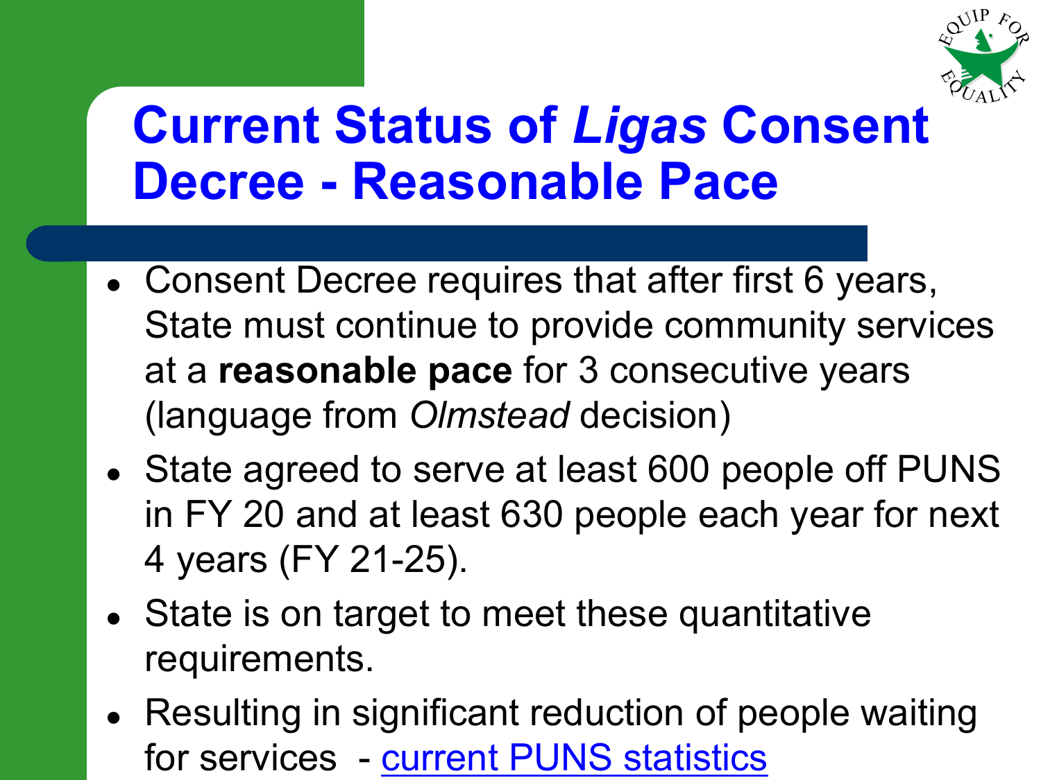# Current Status of *Ligas* Consent Decree - Reasonable Pace

- Consent Decree requires that after first 6 years, State must continue to provide community services at a **reasonable pace** for 3 consecutive years (language from *Olmstead* decision)
- State agreed to serve at least 600 people off PUNS in FY 20 and at least 630 people each year for next 4 years (FY 21-25).
- State is on target to meet these quantitative requirements.
- Resulting in significant reduction of people waiting for services - current PUNS statistics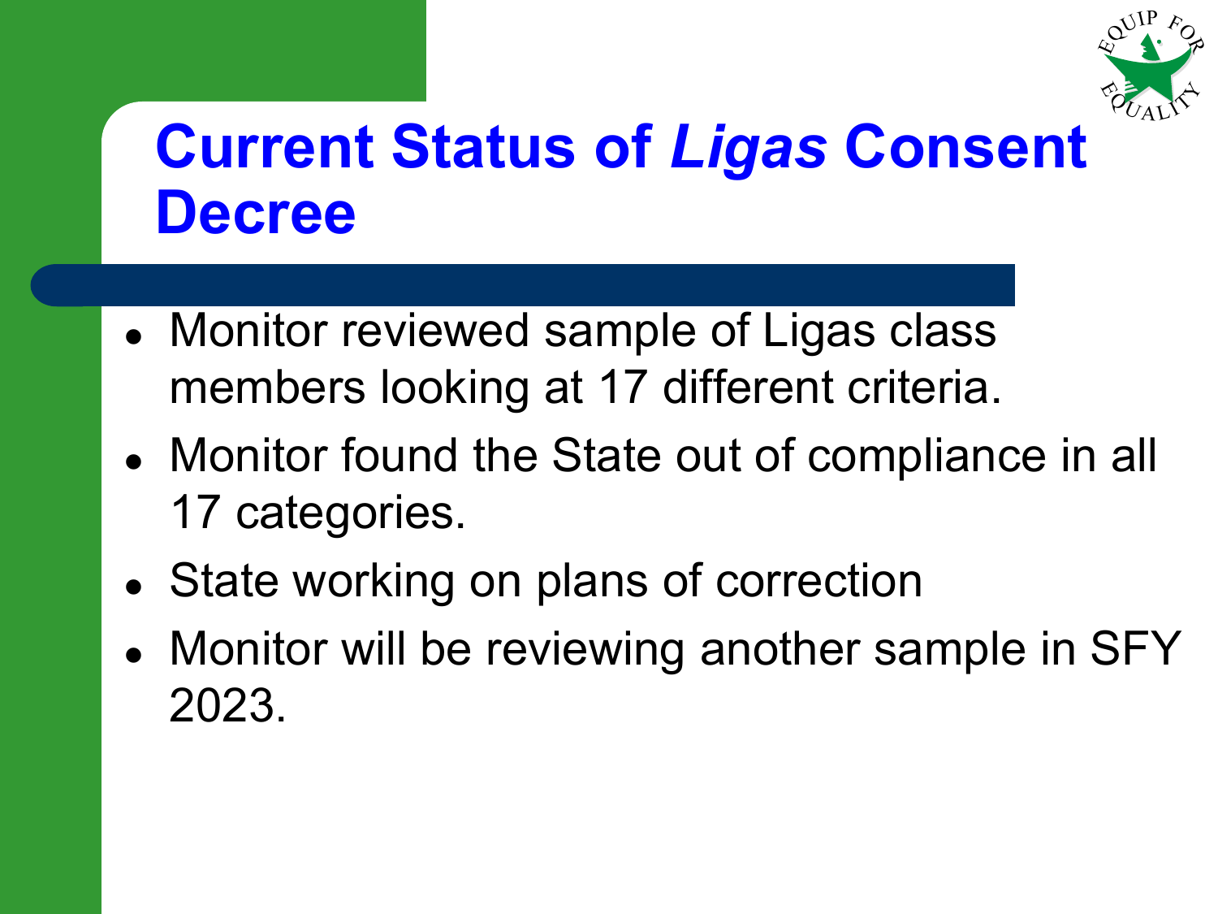# Current Status of *Ligas* Consent Decree

- Monitor reviewed sample of Ligas class members looking at 17 different criteria.
- Monitor found the State out of compliance in all 17 categories.
- State working on plans of correction
- Monitor will be reviewing another sample in SFY 2023.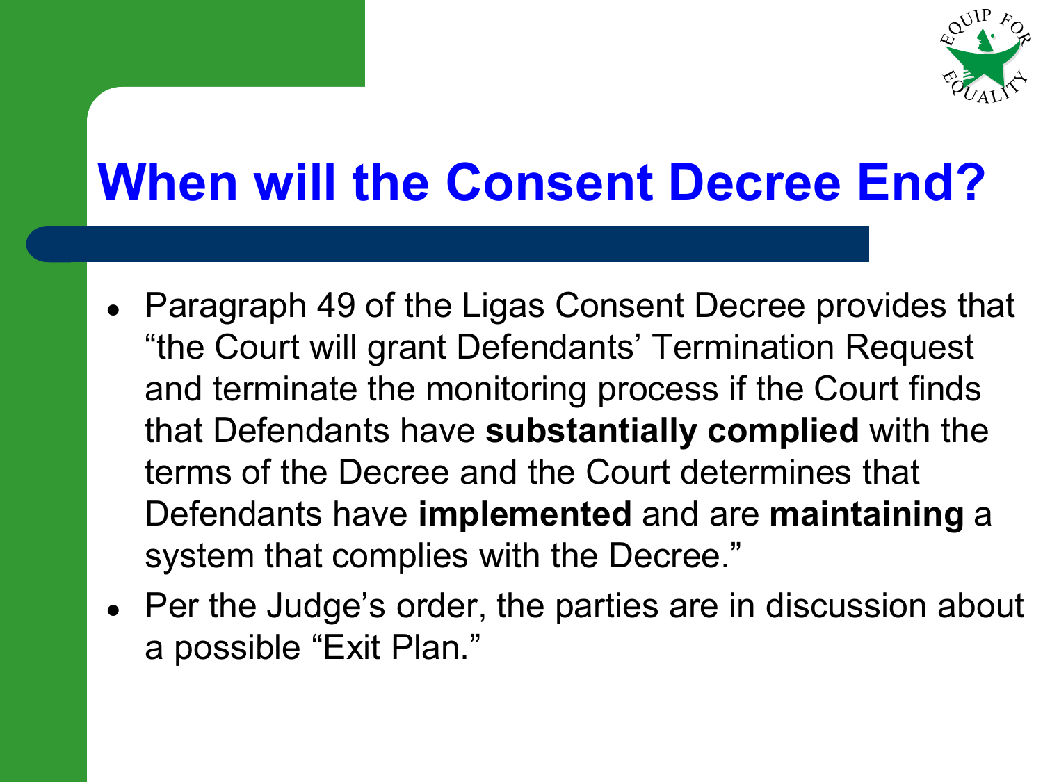# When will the Consent Decree End?

- Paragraph 49 of the Ligas Consent Decree provides that "the Court will grant Defendants' Termination Request and terminate the monitoring process if the Court finds that Defendants have **substantially complied** with the terms of the Decree and the Court determines that Defendants have **implemented** and are **maintaining** a system that complies with the Decree."
- Per the Judge's order, the parties are in discussion about a possible "Exit Plan."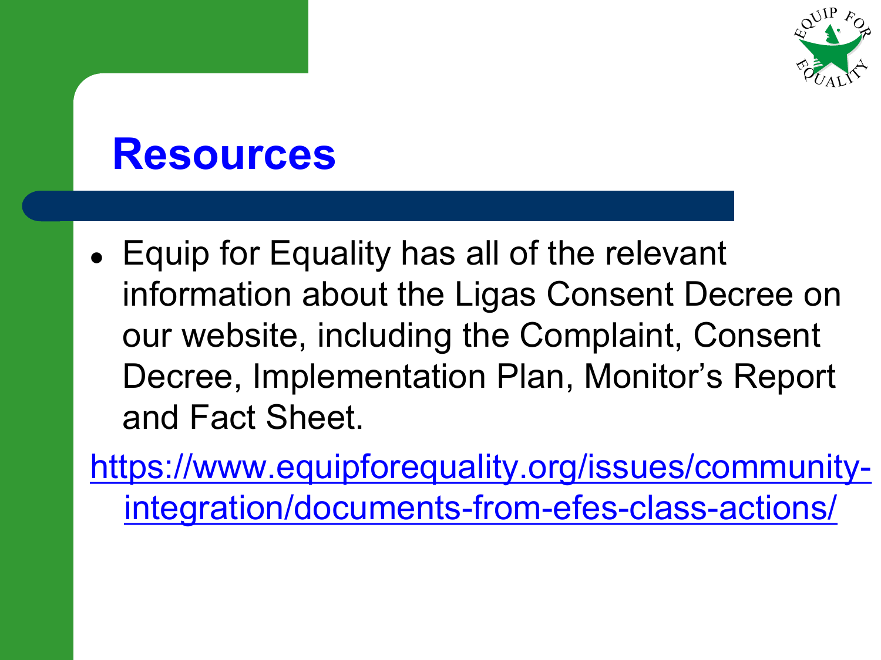# Resources

- Equip for Equality has all of the relevant information about the Ligas Consent Decree on our website, including the Complaint, Consent Decree, Implementation Plan, Monitor's Report and Fact Sheet.

https://www.equipforequality.org/issues/community-integration/documents-from-efes-class-actions/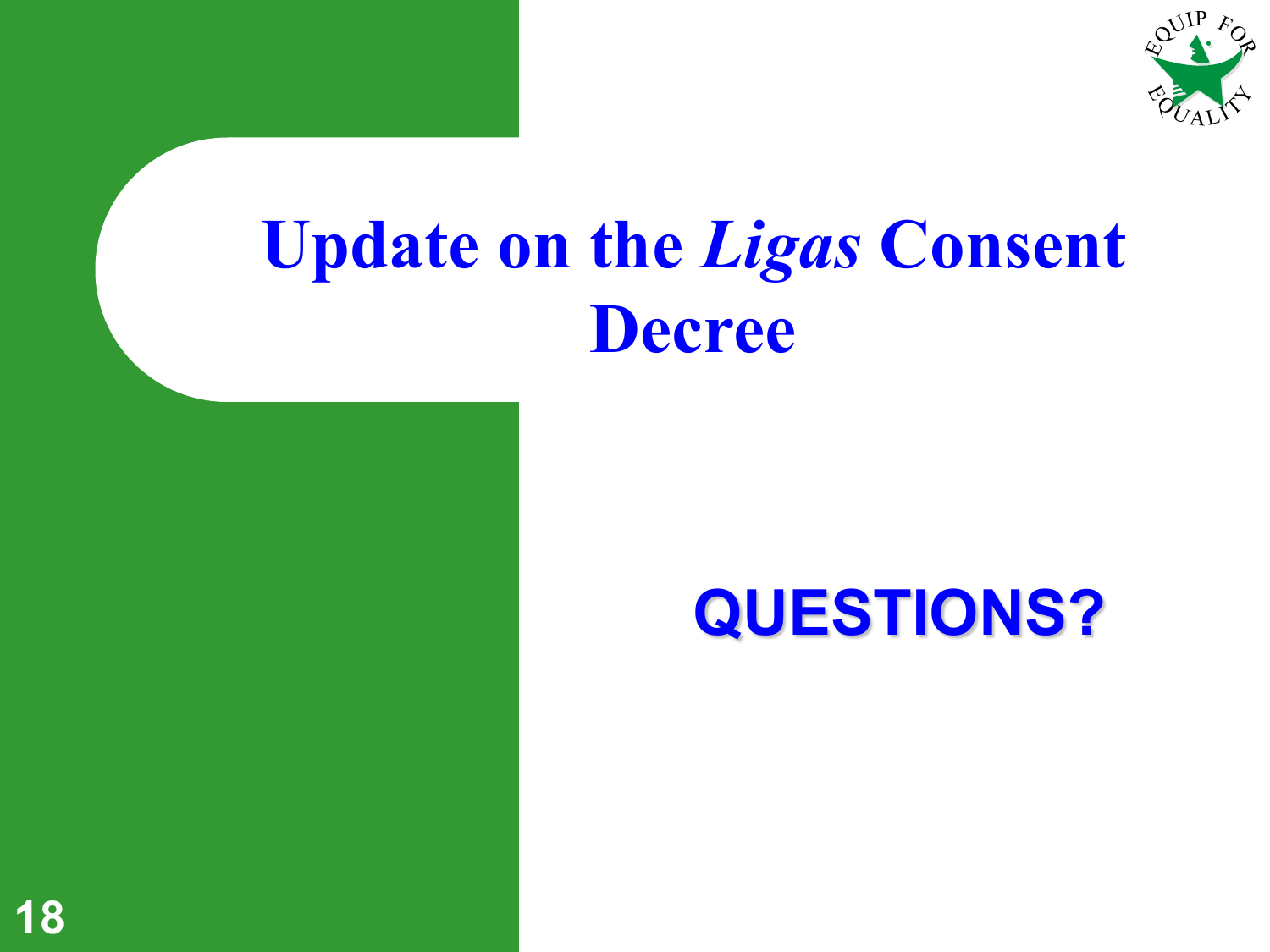# Update on the *Ligas* Consent Decree

## QUESTIONS?